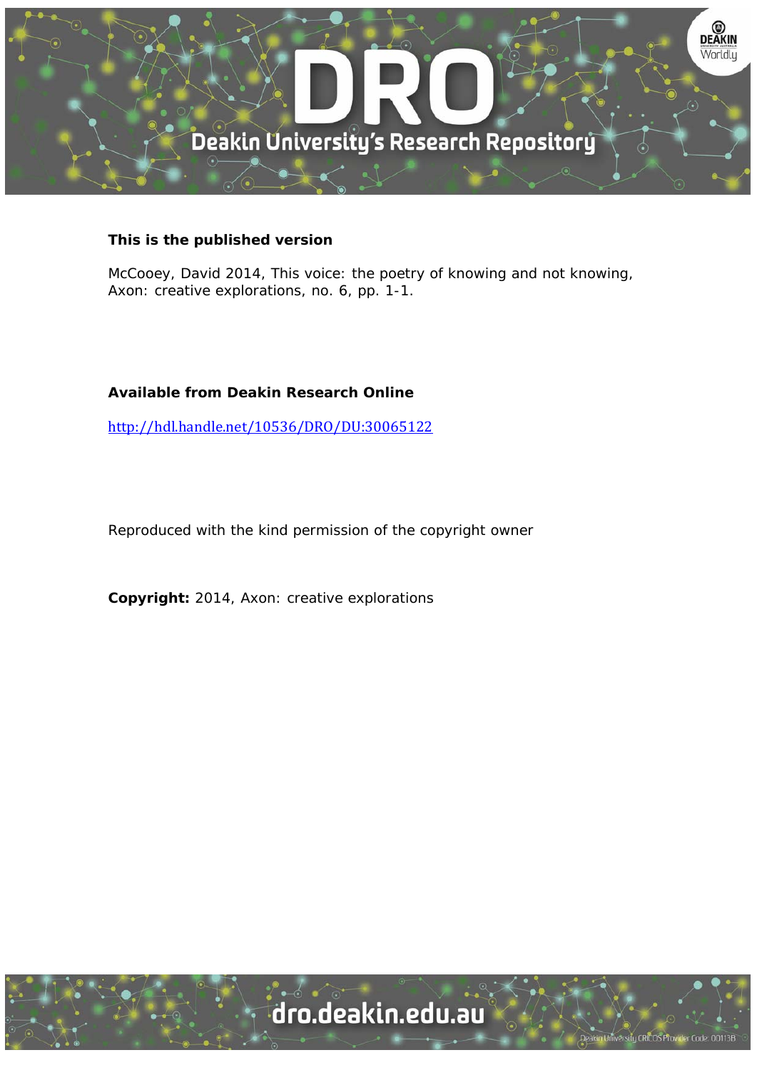**This is the published version**

McCooey, David 2014, This voice: the poetry of knowing and not knowing, Axon: creative explorations, no. 6, pp. 1-1.

**Available from Deakin Research Online**

http://hdl.handle.net/10536/DRO/DU:30065122

Reproduced with the kind permission of the copyright owner

**Copyright:** 2014, Axon: creative explorations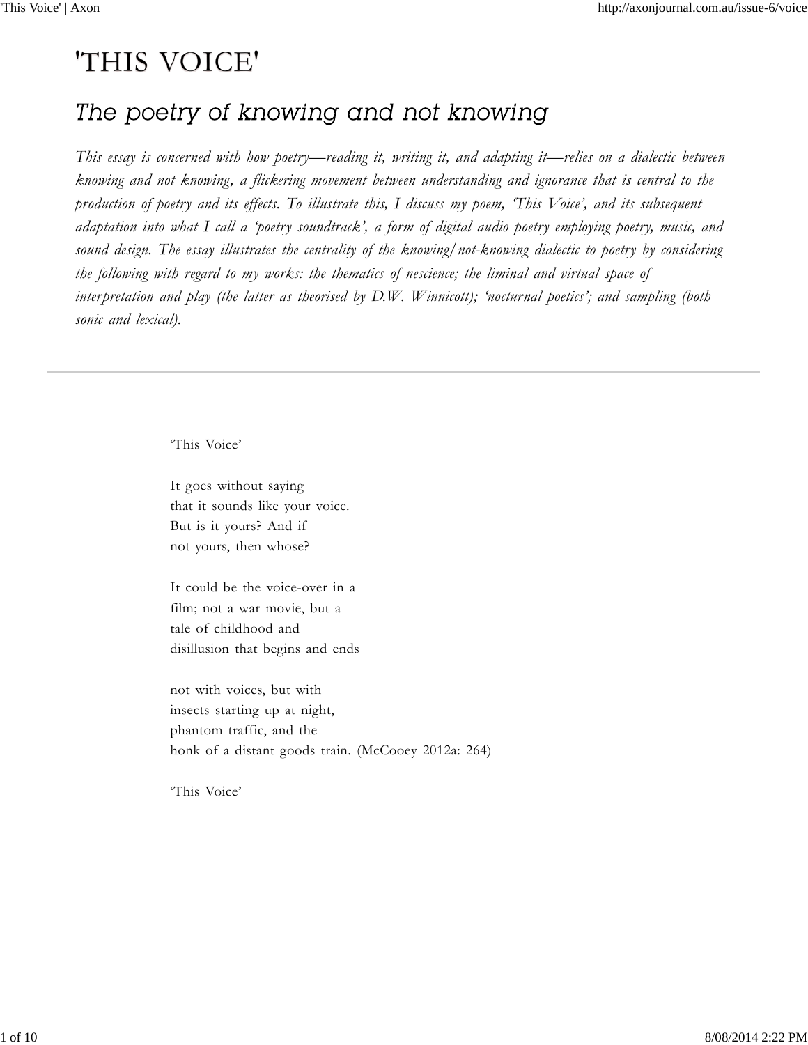# 'THIS VOICE'

## *The poetry of knowing and not knowing*

*This essay is concerned with how poetry—reading it, writing it, and adapting it—relies on a dialectic between knowing and not knowing, a flickering movement between understanding and ignorance that is central to the production of poetry and its effects. To illustrate this, I discuss my poem, 'This Voice', and its subsequent adaptation into what I call a 'poetry soundtrack', a form of digital audio poetry employing poetry, music, and sound design. The essay illustrates the centrality of the knowing/not-knowing dialectic to poetry by considering the following with regard to my works: the thematics of nescience; the liminal and virtual space of interpretation and play (the latter as theorised by D.W. Winnicott); 'nocturnal poetics'; and sampling (both sonic and lexical).*

---

'This Voice'

It goes without saying  
that it sounds like your voice.  
But is it yours? And if  
not yours, then whose?

It could be the voice-over in a  
film; not a war movie, but a  
tale of childhood and  
disillusion that begins and ends

not with voices, but with  
insects starting up at night,  
phantom traffic, and the  
honk of a distant goods train. (McCooey 2012a: 264)

'This Voice'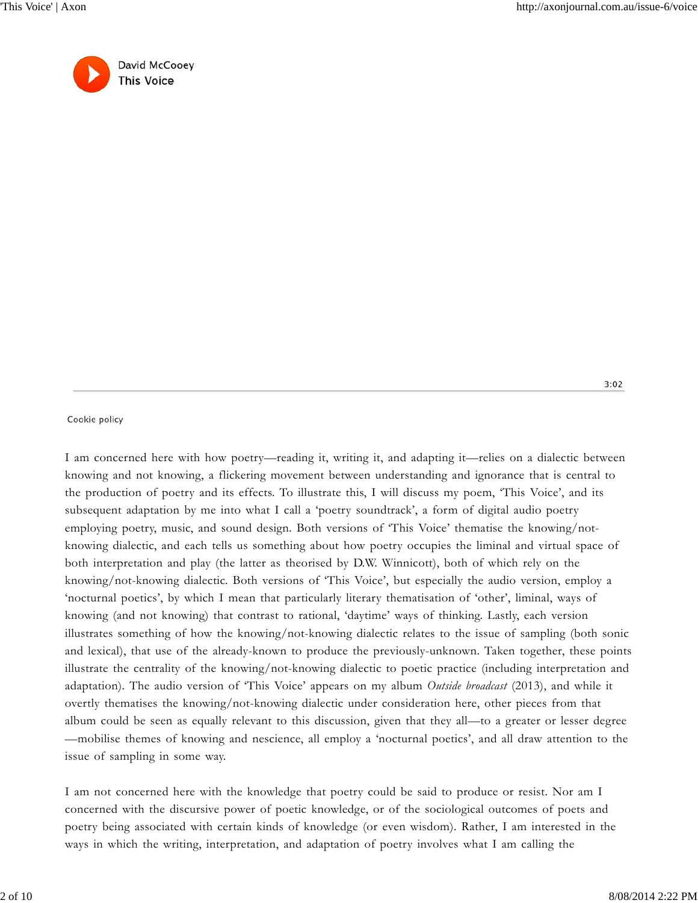David McCooey
This Voice

3:02

Cookie policy

I am concerned here with how poetry—reading it, writing it, and adapting it—relies on a dialectic between knowing and not knowing, a flickering movement between understanding and ignorance that is central to the production of poetry and its effects. To illustrate this, I will discuss my poem, 'This Voice', and its subsequent adaptation by me into what I call a 'poetry soundtrack', a form of digital audio poetry employing poetry, music, and sound design. Both versions of 'This Voice' thematise the knowing/not-knowing dialectic, and each tells us something about how poetry occupies the liminal and virtual space of both interpretation and play (the latter as theorised by D.W. Winnicott), both of which rely on the knowing/not-knowing dialectic. Both versions of 'This Voice', but especially the audio version, employ a 'nocturnal poetics', by which I mean that particularly literary thematisation of 'other', liminal, ways of knowing (and not knowing) that contrast to rational, 'daytime' ways of thinking. Lastly, each version illustrates something of how the knowing/not-knowing dialectic relates to the issue of sampling (both sonic and lexical), that use of the already-known to produce the previously-unknown. Taken together, these points illustrate the centrality of the knowing/not-knowing dialectic to poetic practice (including interpretation and adaptation). The audio version of 'This Voice' appears on my album *Outside broadcast* (2013), and while it overtly thematises the knowing/not-knowing dialectic under consideration here, other pieces from that album could be seen as equally relevant to this discussion, given that they all—to a greater or lesser degree—mobilise themes of knowing and nescience, all employ a 'nocturnal poetics', and all draw attention to the issue of sampling in some way.

I am not concerned here with the knowledge that poetry could be said to produce or resist. Nor am I concerned with the discursive power of poetic knowledge, or of the sociological outcomes of poets and poetry being associated with certain kinds of knowledge (or even wisdom). Rather, I am interested in the ways in which the writing, interpretation, and adaptation of poetry involves what I am calling the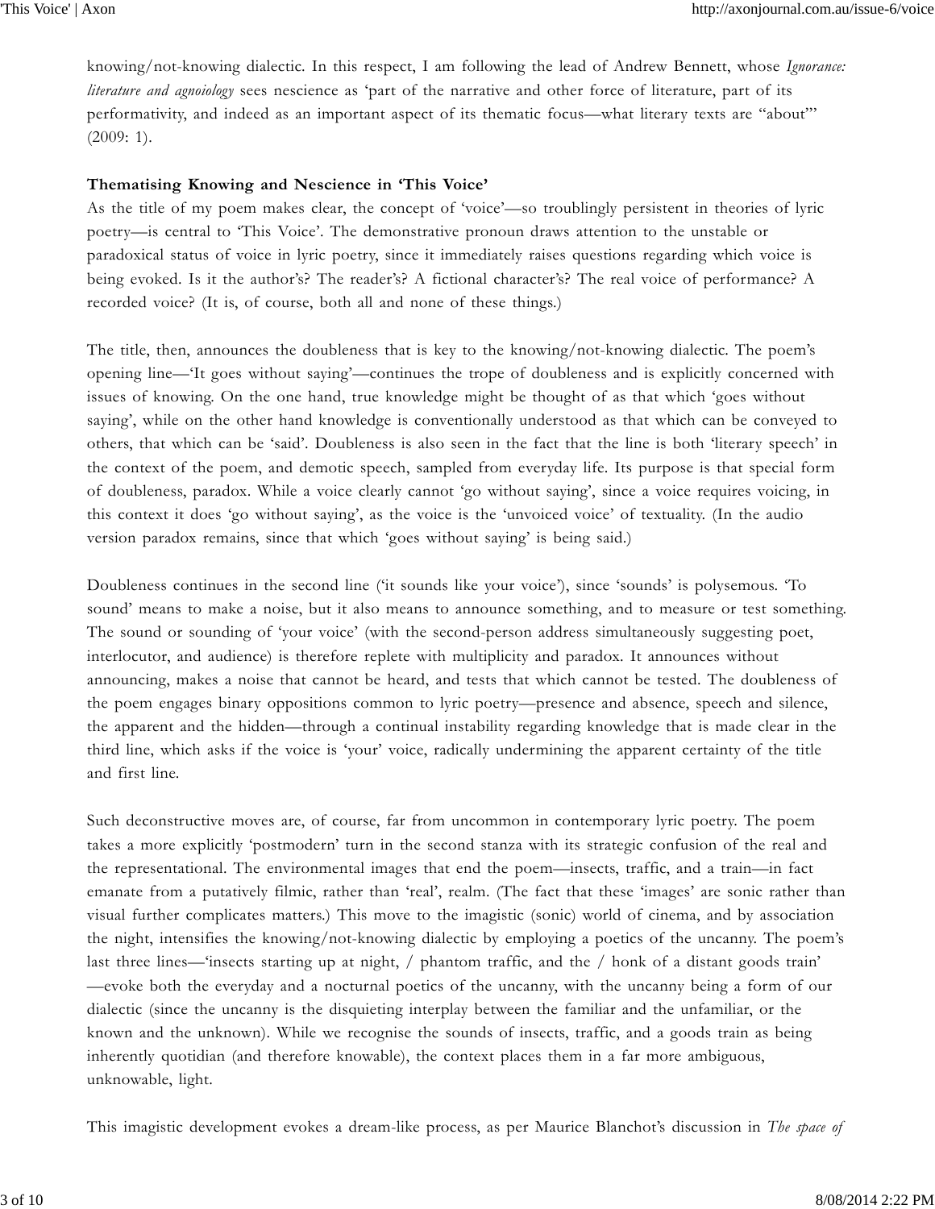knowing/not-knowing dialectic. In this respect, I am following the lead of Andrew Bennett, whose *Ignorance: literature and agnoiology* sees nescience as 'part of the narrative and other force of literature, part of its performativity, and indeed as an important aspect of its thematic focus—what literary texts are "about"' (2009: 1).

**Thematising Knowing and Nescience in 'This Voice'**

As the title of my poem makes clear, the concept of 'voice'—so troublingly persistent in theories of lyric poetry—is central to 'This Voice'. The demonstrative pronoun draws attention to the unstable or paradoxical status of voice in lyric poetry, since it immediately raises questions regarding which voice is being evoked. Is it the author's? The reader's? A fictional character's? The real voice of performance? A recorded voice? (It is, of course, both all and none of these things.)

The title, then, announces the doubleness that is key to the knowing/not-knowing dialectic. The poem's opening line—'It goes without saying'—continues the trope of doubleness and is explicitly concerned with issues of knowing. On the one hand, true knowledge might be thought of as that which 'goes without saying', while on the other hand knowledge is conventionally understood as that which can be conveyed to others, that which can be 'said'. Doubleness is also seen in the fact that the line is both 'literary speech' in the context of the poem, and demotic speech, sampled from everyday life. Its purpose is that special form of doubleness, paradox. While a voice clearly cannot 'go without saying', since a voice requires voicing, in this context it does 'go without saying', as the voice is the 'unvoiced voice' of textuality. (In the audio version paradox remains, since that which 'goes without saying' is being said.)

Doubleness continues in the second line ('it sounds like your voice'), since 'sounds' is polysemous. 'To sound' means to make a noise, but it also means to announce something, and to measure or test something. The sound or sounding of 'your voice' (with the second-person address simultaneously suggesting poet, interlocutor, and audience) is therefore replete with multiplicity and paradox. It announces without announcing, makes a noise that cannot be heard, and tests that which cannot be tested. The doubleness of the poem engages binary oppositions common to lyric poetry—presence and absence, speech and silence, the apparent and the hidden—through a continual instability regarding knowledge that is made clear in the third line, which asks if the voice is 'your' voice, radically undermining the apparent certainty of the title and first line.

Such deconstructive moves are, of course, far from uncommon in contemporary lyric poetry. The poem takes a more explicitly 'postmodern' turn in the second stanza with its strategic confusion of the real and the representational. The environmental images that end the poem—insects, traffic, and a train—in fact emanate from a putatively filmic, rather than 'real', realm. (The fact that these 'images' are sonic rather than visual further complicates matters.) This move to the imagistic (sonic) world of cinema, and by association the night, intensifies the knowing/not-knowing dialectic by employing a poetics of the uncanny. The poem's last three lines—'insects starting up at night, / phantom traffic, and the / honk of a distant goods train'—evoke both the everyday and a nocturnal poetics of the uncanny, with the uncanny being a form of our dialectic (since the uncanny is the disquieting interplay between the familiar and the unfamiliar, or the known and the unknown). While we recognise the sounds of insects, traffic, and a goods train as being inherently quotidian (and therefore knowable), the context places them in a far more ambiguous, unknowable, light.

This imagistic development evokes a dream-like process, as per Maurice Blanchot's discussion in *The space of*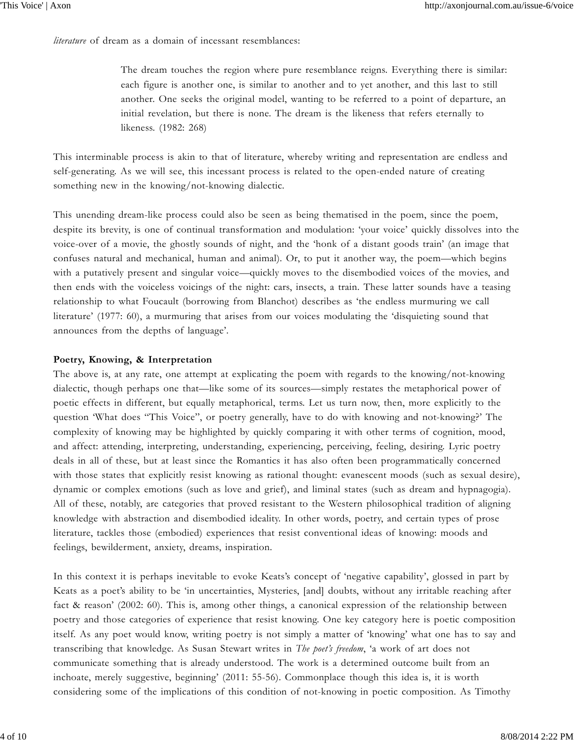*literature* of dream as a domain of incessant resemblances:

> The dream touches the region where pure resemblance reigns. Everything there is similar: each figure is another one, is similar to another and to yet another, and this last to still another. One seeks the original model, wanting to be referred to a point of departure, an initial revelation, but there is none. The dream is the likeness that refers eternally to likeness. (1982: 268)

This interminable process is akin to that of literature, whereby writing and representation are endless and self-generating. As we will see, this incessant process is related to the open-ended nature of creating something new in the knowing/not-knowing dialectic.

This unending dream-like process could also be seen as being thematised in the poem, since the poem, despite its brevity, is one of continual transformation and modulation: 'your voice' quickly dissolves into the voice-over of a movie, the ghostly sounds of night, and the 'honk of a distant goods train' (an image that confuses natural and mechanical, human and animal). Or, to put it another way, the poem—which begins with a putatively present and singular voice—quickly moves to the disembodied voices of the movies, and then ends with the voiceless voicings of the night: cars, insects, a train. These latter sounds have a teasing relationship to what Foucault (borrowing from Blanchot) describes as 'the endless murmuring we call literature' (1977: 60), a murmuring that arises from our voices modulating the 'disquieting sound that announces from the depths of language'.

**Poetry, Knowing, & Interpretation**

The above is, at any rate, one attempt at explicating the poem with regards to the knowing/not-knowing dialectic, though perhaps one that—like some of its sources—simply restates the metaphorical power of poetic effects in different, but equally metaphorical, terms. Let us turn now, then, more explicitly to the question 'What does "This Voice", or poetry generally, have to do with knowing and not-knowing?' The complexity of knowing may be highlighted by quickly comparing it with other terms of cognition, mood, and affect: attending, interpreting, understanding, experiencing, perceiving, feeling, desiring. Lyric poetry deals in all of these, but at least since the Romantics it has also often been programmatically concerned with those states that explicitly resist knowing as rational thought: evanescent moods (such as sexual desire), dynamic or complex emotions (such as love and grief), and liminal states (such as dream and hypnagogia). All of these, notably, are categories that proved resistant to the Western philosophical tradition of aligning knowledge with abstraction and disembodied ideality. In other words, poetry, and certain types of prose literature, tackles those (embodied) experiences that resist conventional ideas of knowing: moods and feelings, bewilderment, anxiety, dreams, inspiration.

In this context it is perhaps inevitable to evoke Keats's concept of 'negative capability', glossed in part by Keats as a poet's ability to be 'in uncertainties, Mysteries, [and] doubts, without any irritable reaching after fact & reason' (2002: 60). This is, among other things, a canonical expression of the relationship between poetry and those categories of experience that resist knowing. One key category here is poetic composition itself. As any poet would know, writing poetry is not simply a matter of 'knowing' what one has to say and transcribing that knowledge. As Susan Stewart writes in *The poet's freedom*, 'a work of art does not communicate something that is already understood. The work is a determined outcome built from an inchoate, merely suggestive, beginning' (2011: 55-56). Commonplace though this idea is, it is worth considering some of the implications of this condition of not-knowing in poetic composition. As Timothy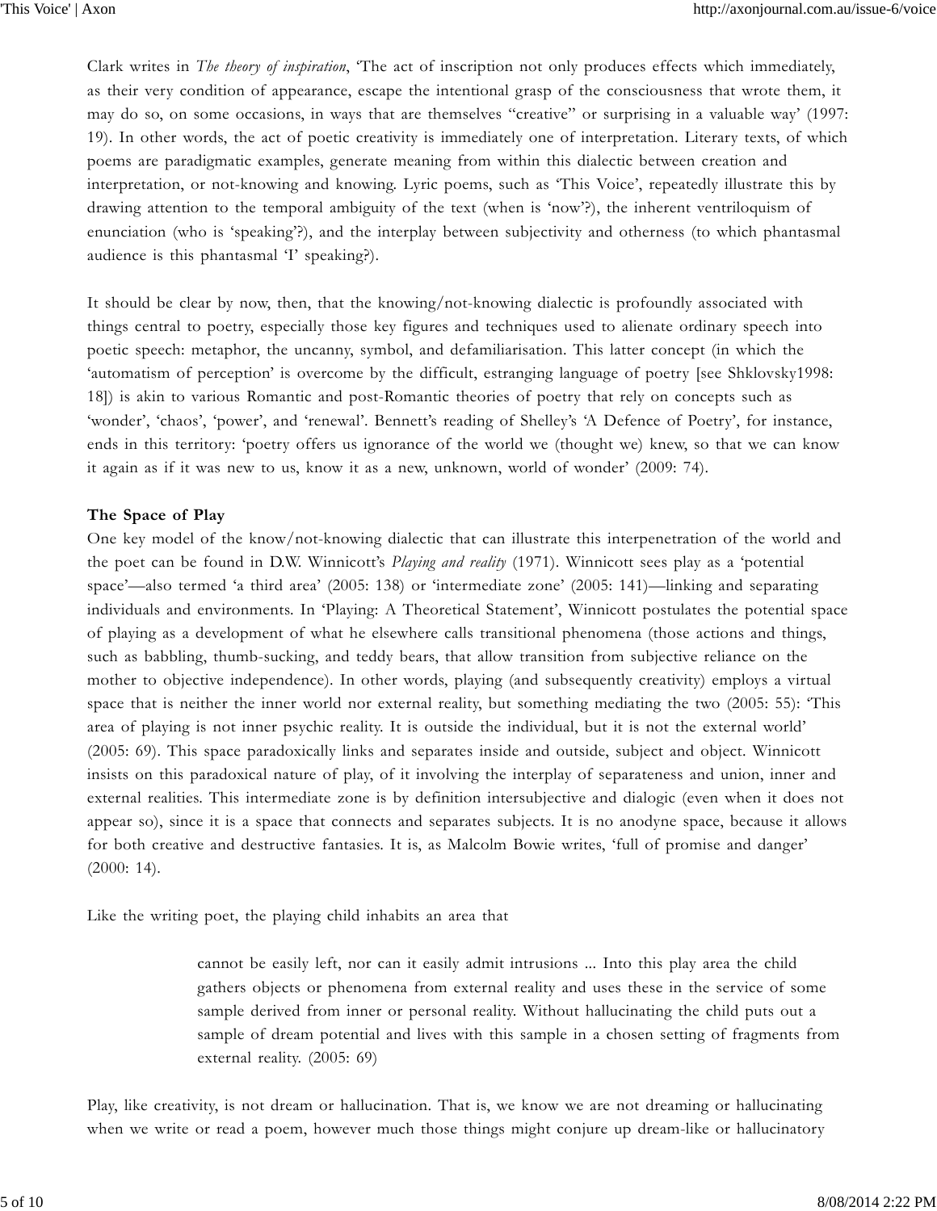Clark writes in *The theory of inspiration*, 'The act of inscription not only produces effects which immediately, as their very condition of appearance, escape the intentional grasp of the consciousness that wrote them, it may do so, on some occasions, in ways that are themselves "creative" or surprising in a valuable way' (1997: 19). In other words, the act of poetic creativity is immediately one of interpretation. Literary texts, of which poems are paradigmatic examples, generate meaning from within this dialectic between creation and interpretation, or not-knowing and knowing. Lyric poems, such as 'This Voice', repeatedly illustrate this by drawing attention to the temporal ambiguity of the text (when is 'now'?), the inherent ventriloquism of enunciation (who is 'speaking'?), and the interplay between subjectivity and otherness (to which phantasmal audience is this phantasmal 'I' speaking?).

It should be clear by now, then, that the knowing/not-knowing dialectic is profoundly associated with things central to poetry, especially those key figures and techniques used to alienate ordinary speech into poetic speech: metaphor, the uncanny, symbol, and defamiliarisation. This latter concept (in which the 'automatism of perception' is overcome by the difficult, estranging language of poetry [see Shklovsky1998: 18]) is akin to various Romantic and post-Romantic theories of poetry that rely on concepts such as 'wonder', 'chaos', 'power', and 'renewal'. Bennett's reading of Shelley's 'A Defence of Poetry', for instance, ends in this territory: 'poetry offers us ignorance of the world we (thought we) knew, so that we can know it again as if it was new to us, know it as a new, unknown, world of wonder' (2009: 74).

**The Space of Play**

One key model of the know/not-knowing dialectic that can illustrate this interpenetration of the world and the poet can be found in D.W. Winnicott's *Playing and reality* (1971). Winnicott sees play as a 'potential space'—also termed 'a third area' (2005: 138) or 'intermediate zone' (2005: 141)—linking and separating individuals and environments. In 'Playing: A Theoretical Statement', Winnicott postulates the potential space of playing as a development of what he elsewhere calls transitional phenomena (those actions and things, such as babbling, thumb-sucking, and teddy bears, that allow transition from subjective reliance on the mother to objective independence). In other words, playing (and subsequently creativity) employs a virtual space that is neither the inner world nor external reality, but something mediating the two (2005: 55): 'This area of playing is not inner psychic reality. It is outside the individual, but it is not the external world' (2005: 69). This space paradoxically links and separates inside and outside, subject and object. Winnicott insists on this paradoxical nature of play, of it involving the interplay of separateness and union, inner and external realities. This intermediate zone is by definition intersubjective and dialogic (even when it does not appear so), since it is a space that connects and separates subjects. It is no anodyne space, because it allows for both creative and destructive fantasies. It is, as Malcolm Bowie writes, 'full of promise and danger' (2000: 14).

Like the writing poet, the playing child inhabits an area that

> cannot be easily left, nor can it easily admit intrusions ... Into this play area the child gathers objects or phenomena from external reality and uses these in the service of some sample derived from inner or personal reality. Without hallucinating the child puts out a sample of dream potential and lives with this sample in a chosen setting of fragments from external reality. (2005: 69)

Play, like creativity, is not dream or hallucination. That is, we know we are not dreaming or hallucinating when we write or read a poem, however much those things might conjure up dream-like or hallucinatory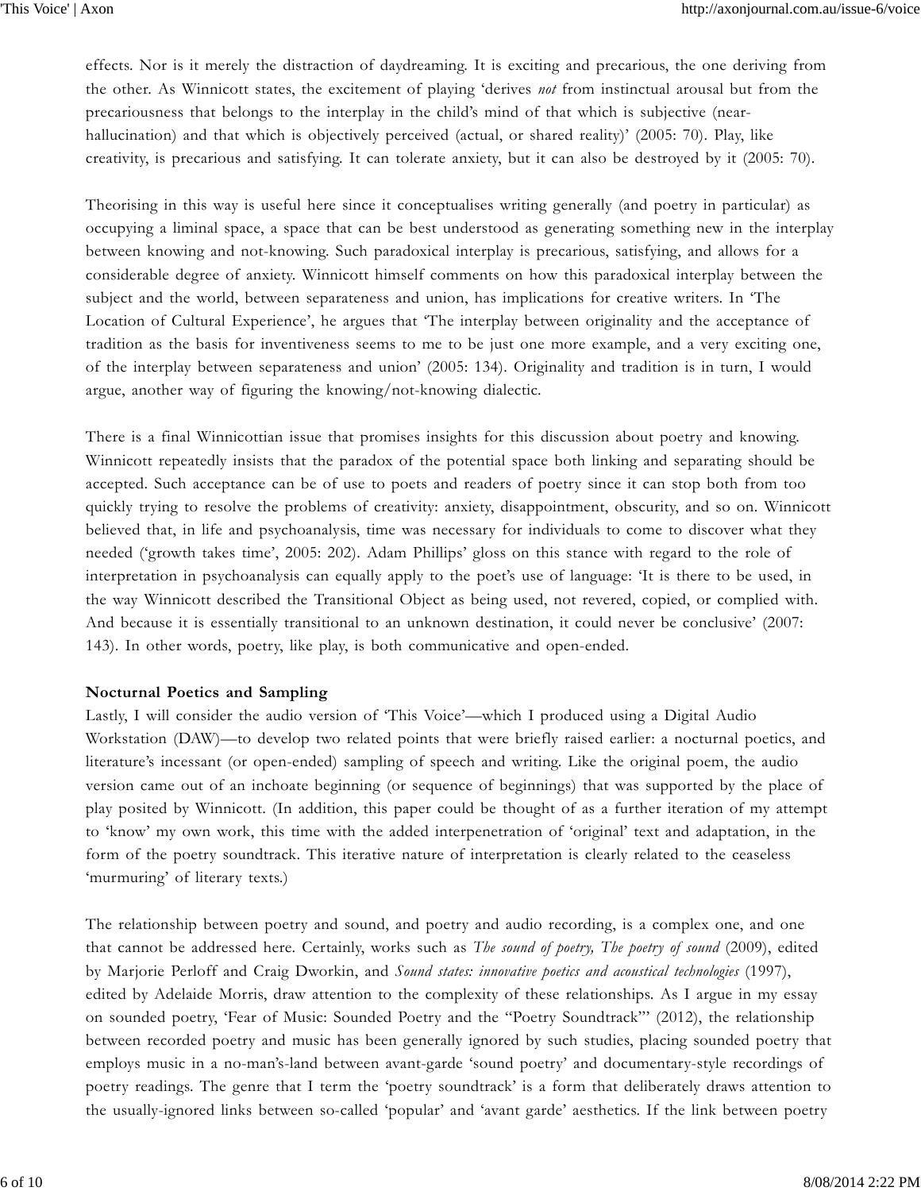effects. Nor is it merely the distraction of daydreaming. It is exciting and precarious, the one deriving from the other. As Winnicott states, the excitement of playing 'derives *not* from instinctual arousal but from the precariousness that belongs to the interplay in the child's mind of that which is subjective (near-hallucination) and that which is objectively perceived (actual, or shared reality)' (2005: 70). Play, like creativity, is precarious and satisfying. It can tolerate anxiety, but it can also be destroyed by it (2005: 70).

Theorising in this way is useful here since it conceptualises writing generally (and poetry in particular) as occupying a liminal space, a space that can be best understood as generating something new in the interplay between knowing and not-knowing. Such paradoxical interplay is precarious, satisfying, and allows for a considerable degree of anxiety. Winnicott himself comments on how this paradoxical interplay between the subject and the world, between separateness and union, has implications for creative writers. In 'The Location of Cultural Experience', he argues that 'The interplay between originality and the acceptance of tradition as the basis for inventiveness seems to me to be just one more example, and a very exciting one, of the interplay between separateness and union' (2005: 134). Originality and tradition is in turn, I would argue, another way of figuring the knowing/not-knowing dialectic.

There is a final Winnicottian issue that promises insights for this discussion about poetry and knowing. Winnicott repeatedly insists that the paradox of the potential space both linking and separating should be accepted. Such acceptance can be of use to poets and readers of poetry since it can stop both from too quickly trying to resolve the problems of creativity: anxiety, disappointment, obscurity, and so on. Winnicott believed that, in life and psychoanalysis, time was necessary for individuals to come to discover what they needed ('growth takes time', 2005: 202). Adam Phillips' gloss on this stance with regard to the role of interpretation in psychoanalysis can equally apply to the poet's use of language: 'It is there to be used, in the way Winnicott described the Transitional Object as being used, not revered, copied, or complied with. And because it is essentially transitional to an unknown destination, it could never be conclusive' (2007: 143). In other words, poetry, like play, is both communicative and open-ended.

**Nocturnal Poetics and Sampling**

Lastly, I will consider the audio version of 'This Voice'—which I produced using a Digital Audio Workstation (DAW)—to develop two related points that were briefly raised earlier: a nocturnal poetics, and literature's incessant (or open-ended) sampling of speech and writing. Like the original poem, the audio version came out of an inchoate beginning (or sequence of beginnings) that was supported by the place of play posited by Winnicott. (In addition, this paper could be thought of as a further iteration of my attempt to 'know' my own work, this time with the added interpenetration of 'original' text and adaptation, in the form of the poetry soundtrack. This iterative nature of interpretation is clearly related to the ceaseless 'murmuring' of literary texts.)

The relationship between poetry and sound, and poetry and audio recording, is a complex one, and one that cannot be addressed here. Certainly, works such as *The sound of poetry, The poetry of sound* (2009), edited by Marjorie Perloff and Craig Dworkin, and *Sound states: innovative poetics and acoustical technologies* (1997), edited by Adelaide Morris, draw attention to the complexity of these relationships. As I argue in my essay on sounded poetry, 'Fear of Music: Sounded Poetry and the "Poetry Soundtrack"' (2012), the relationship between recorded poetry and music has been generally ignored by such studies, placing sounded poetry that employs music in a no-man's-land between avant-garde 'sound poetry' and documentary-style recordings of poetry readings. The genre that I term the 'poetry soundtrack' is a form that deliberately draws attention to the usually-ignored links between so-called 'popular' and 'avant garde' aesthetics. If the link between poetry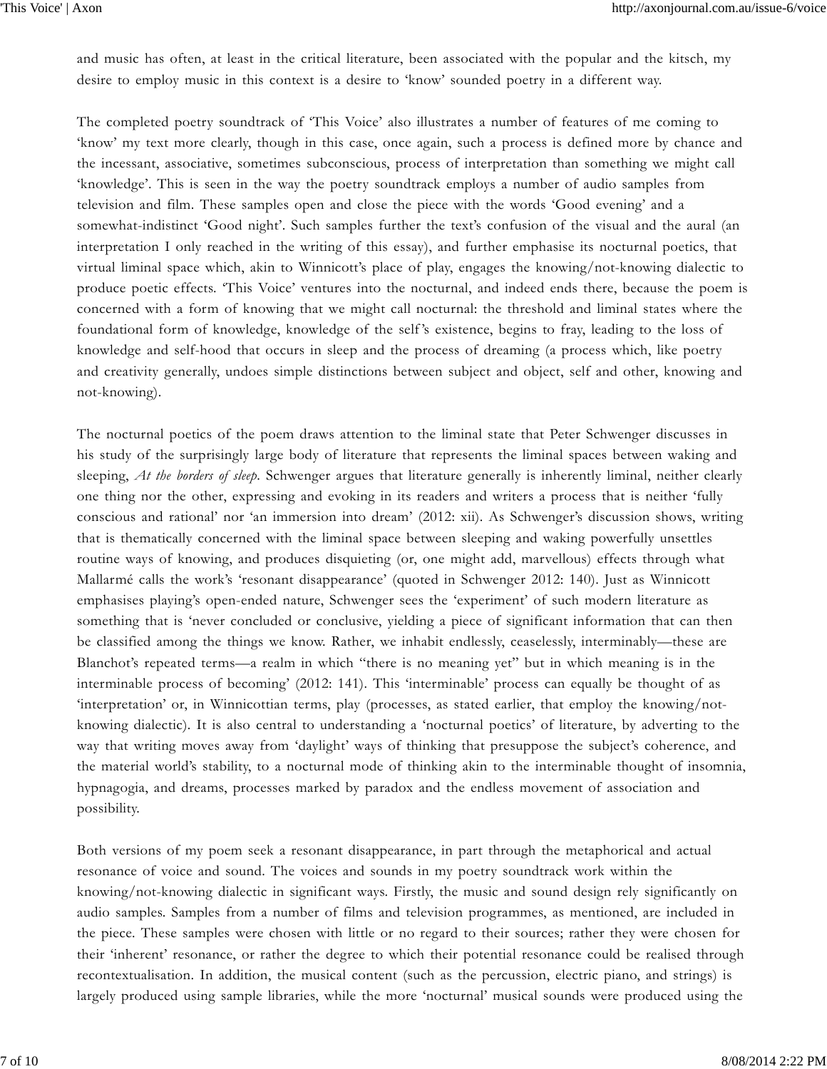and music has often, at least in the critical literature, been associated with the popular and the kitsch, my desire to employ music in this context is a desire to 'know' sounded poetry in a different way.

The completed poetry soundtrack of 'This Voice' also illustrates a number of features of me coming to 'know' my text more clearly, though in this case, once again, such a process is defined more by chance and the incessant, associative, sometimes subconscious, process of interpretation than something we might call 'knowledge'. This is seen in the way the poetry soundtrack employs a number of audio samples from television and film. These samples open and close the piece with the words 'Good evening' and a somewhat-indistinct 'Good night'. Such samples further the text's confusion of the visual and the aural (an interpretation I only reached in the writing of this essay), and further emphasise its nocturnal poetics, that virtual liminal space which, akin to Winnicott's place of play, engages the knowing/not-knowing dialectic to produce poetic effects. 'This Voice' ventures into the nocturnal, and indeed ends there, because the poem is concerned with a form of knowing that we might call nocturnal: the threshold and liminal states where the foundational form of knowledge, knowledge of the self's existence, begins to fray, leading to the loss of knowledge and self-hood that occurs in sleep and the process of dreaming (a process which, like poetry and creativity generally, undoes simple distinctions between subject and object, self and other, knowing and not-knowing).

The nocturnal poetics of the poem draws attention to the liminal state that Peter Schwenger discusses in his study of the surprisingly large body of literature that represents the liminal spaces between waking and sleeping, *At the borders of sleep*. Schwenger argues that literature generally is inherently liminal, neither clearly one thing nor the other, expressing and evoking in its readers and writers a process that is neither 'fully conscious and rational' nor 'an immersion into dream' (2012: xii). As Schwenger's discussion shows, writing that is thematically concerned with the liminal space between sleeping and waking powerfully unsettles routine ways of knowing, and produces disquieting (or, one might add, marvellous) effects through what Mallarmé calls the work's 'resonant disappearance' (quoted in Schwenger 2012: 140). Just as Winnicott emphasises playing's open-ended nature, Schwenger sees the 'experiment' of such modern literature as something that is 'never concluded or conclusive, yielding a piece of significant information that can then be classified among the things we know. Rather, we inhabit endlessly, ceaselessly, interminably—these are Blanchot's repeated terms—a realm in which "there is no meaning yet" but in which meaning is in the interminable process of becoming' (2012: 141). This 'interminable' process can equally be thought of as 'interpretation' or, in Winnicottian terms, play (processes, as stated earlier, that employ the knowing/not-knowing dialectic). It is also central to understanding a 'nocturnal poetics' of literature, by adverting to the way that writing moves away from 'daylight' ways of thinking that presuppose the subject's coherence, and the material world's stability, to a nocturnal mode of thinking akin to the interminable thought of insomnia, hypnagogia, and dreams, processes marked by paradox and the endless movement of association and possibility.

Both versions of my poem seek a resonant disappearance, in part through the metaphorical and actual resonance of voice and sound. The voices and sounds in my poetry soundtrack work within the knowing/not-knowing dialectic in significant ways. Firstly, the music and sound design rely significantly on audio samples. Samples from a number of films and television programmes, as mentioned, are included in the piece. These samples were chosen with little or no regard to their sources; rather they were chosen for their 'inherent' resonance, or rather the degree to which their potential resonance could be realised through recontextualisation. In addition, the musical content (such as the percussion, electric piano, and strings) is largely produced using sample libraries, while the more 'nocturnal' musical sounds were produced using the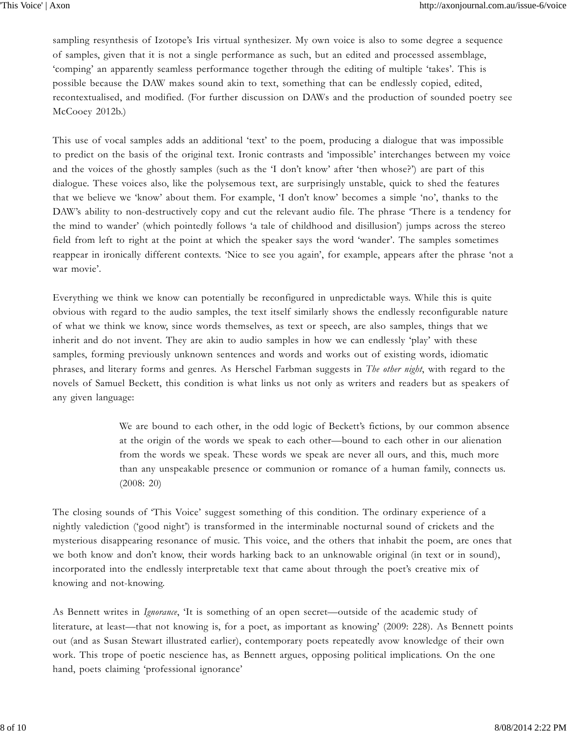sampling resynthesis of Izotope's Iris virtual synthesizer. My own voice is also to some degree a sequence of samples, given that it is not a single performance as such, but an edited and processed assemblage, 'comping' an apparently seamless performance together through the editing of multiple 'takes'. This is possible because the DAW makes sound akin to text, something that can be endlessly copied, edited, recontextualised, and modified. (For further discussion on DAWs and the production of sounded poetry see McCooey 2012b.)

This use of vocal samples adds an additional 'text' to the poem, producing a dialogue that was impossible to predict on the basis of the original text. Ironic contrasts and 'impossible' interchanges between my voice and the voices of the ghostly samples (such as the 'I don't know' after 'then whose?') are part of this dialogue. These voices also, like the polysemous text, are surprisingly unstable, quick to shed the features that we believe we 'know' about them. For example, 'I don't know' becomes a simple 'no', thanks to the DAW's ability to non-destructively copy and cut the relevant audio file. The phrase 'There is a tendency for the mind to wander' (which pointedly follows 'a tale of childhood and disillusion') jumps across the stereo field from left to right at the point at which the speaker says the word 'wander'. The samples sometimes reappear in ironically different contexts. 'Nice to see you again', for example, appears after the phrase 'not a war movie'.

Everything we think we know can potentially be reconfigured in unpredictable ways. While this is quite obvious with regard to the audio samples, the text itself similarly shows the endlessly reconfigurable nature of what we think we know, since words themselves, as text or speech, are also samples, things that we inherit and do not invent. They are akin to audio samples in how we can endlessly 'play' with these samples, forming previously unknown sentences and words and works out of existing words, idiomatic phrases, and literary forms and genres. As Herschel Farbman suggests in *The other night*, with regard to the novels of Samuel Beckett, this condition is what links us not only as writers and readers but as speakers of any given language:

> We are bound to each other, in the odd logic of Beckett's fictions, by our common absence at the origin of the words we speak to each other—bound to each other in our alienation from the words we speak. These words we speak are never all ours, and this, much more than any unspeakable presence or communion or romance of a human family, connects us. (2008: 20)

The closing sounds of 'This Voice' suggest something of this condition. The ordinary experience of a nightly valediction ('good night') is transformed in the interminable nocturnal sound of crickets and the mysterious disappearing resonance of music. This voice, and the others that inhabit the poem, are ones that we both know and don't know, their words harking back to an unknowable original (in text or in sound), incorporated into the endlessly interpretable text that came about through the poet's creative mix of knowing and not-knowing.

As Bennett writes in *Ignorance*, 'It is something of an open secret—outside of the academic study of literature, at least—that not knowing is, for a poet, as important as knowing' (2009: 228). As Bennett points out (and as Susan Stewart illustrated earlier), contemporary poets repeatedly avow knowledge of their own work. This trope of poetic nescience has, as Bennett argues, opposing political implications. On the one hand, poets claiming 'professional ignorance'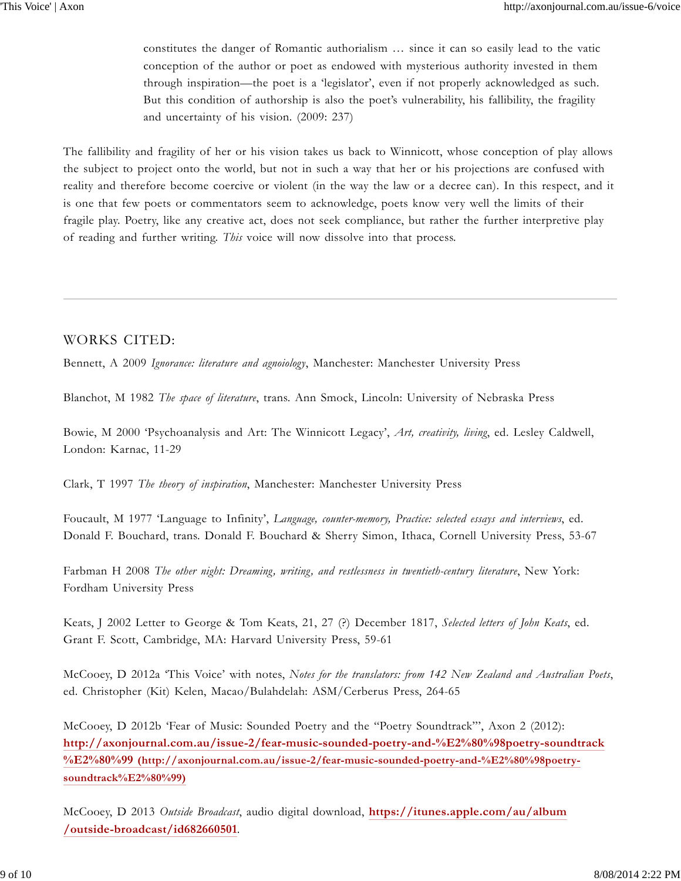> constitutes the danger of Romantic authorialism … since it can so easily lead to the vatic conception of the author or poet as endowed with mysterious authority invested in them through inspiration—the poet is a 'legislator', even if not properly acknowledged as such. But this condition of authorship is also the poet's vulnerability, his fallibility, the fragility and uncertainty of his vision. (2009: 237)

The fallibility and fragility of her or his vision takes us back to Winnicott, whose conception of play allows the subject to project onto the world, but not in such a way that her or his projections are confused with reality and therefore become coercive or violent (in the way the law or a decree can). In this respect, and it is one that few poets or commentators seem to acknowledge, poets know very well the limits of their fragile play. Poetry, like any creative act, does not seek compliance, but rather the further interpretive play of reading and further writing. *This* voice will now dissolve into that process.

---

## WORKS CITED:

Bennett, A 2009 *Ignorance: literature and agnoiology*, Manchester: Manchester University Press

Blanchot, M 1982 *The space of literature*, trans. Ann Smock, Lincoln: University of Nebraska Press

Bowie, M 2000 'Psychoanalysis and Art: The Winnicott Legacy', *Art, creativity, living*, ed. Lesley Caldwell, London: Karnac, 11-29

Clark, T 1997 *The theory of inspiration*, Manchester: Manchester University Press

Foucault, M 1977 'Language to Infinity', *Language, counter-memory, Practice: selected essays and interviews*, ed. Donald F. Bouchard, trans. Donald F. Bouchard & Sherry Simon, Ithaca, Cornell University Press, 53-67

Farbman H 2008 *The other night: Dreaming, writing, and restlessness in twentieth-century literature*, New York: Fordham University Press

Keats, J 2002 Letter to George & Tom Keats, 21, 27 (?) December 1817, *Selected letters of John Keats*, ed. Grant F. Scott, Cambridge, MA: Harvard University Press, 59-61

McCooey, D 2012a 'This Voice' with notes, *Notes for the translators: from 142 New Zealand and Australian Poets*, ed. Christopher (Kit) Kelen, Macao/Bulahdelah: ASM/Cerberus Press, 264-65

McCooey, D 2012b 'Fear of Music: Sounded Poetry and the "Poetry Soundtrack"', Axon 2 (2012): **http://axonjournal.com.au/issue-2/fear-music-sounded-poetry-and-%E2%80%98poetry-soundtrack%E2%80%99 (http://axonjournal.com.au/issue-2/fear-music-sounded-poetry-and-%E2%80%98poetry-soundtrack%E2%80%99)**

McCooey, D 2013 *Outside Broadcast*, audio digital download, **https://itunes.apple.com/au/album/outside-broadcast/id682660501**.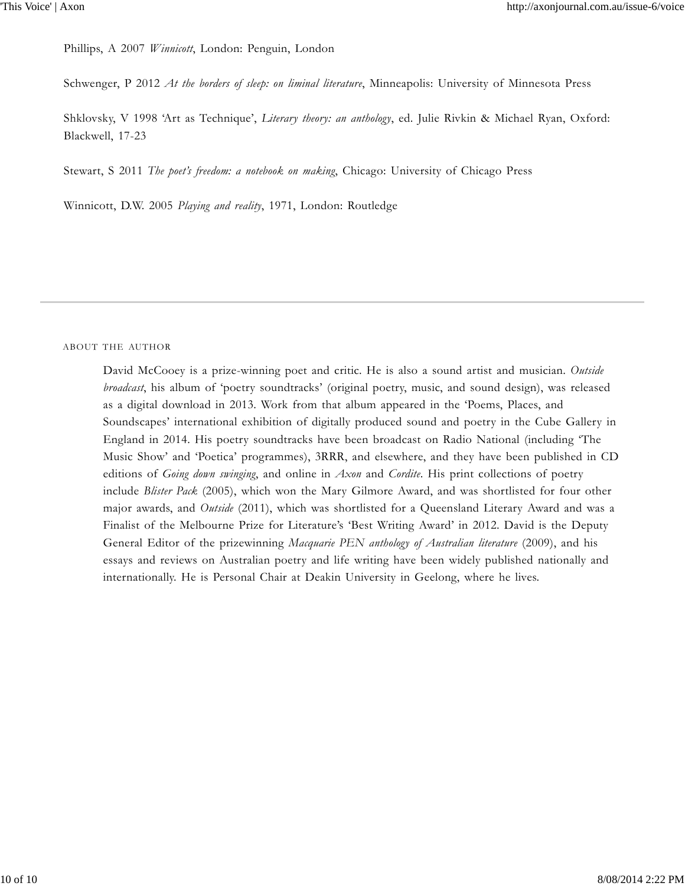Phillips, A 2007 *Winnicott*, London: Penguin, London

Schwenger, P 2012 *At the borders of sleep: on liminal literature*, Minneapolis: University of Minnesota Press

Shklovsky, V 1998 'Art as Technique', *Literary theory: an anthology*, ed. Julie Rivkin & Michael Ryan, Oxford: Blackwell, 17-23

Stewart, S 2011 *The poet's freedom: a notebook on making*, Chicago: University of Chicago Press

Winnicott, D.W. 2005 *Playing and reality*, 1971, London: Routledge

---

ABOUT THE AUTHOR

David McCooey is a prize-winning poet and critic. He is also a sound artist and musician. *Outside broadcast*, his album of 'poetry soundtracks' (original poetry, music, and sound design), was released as a digital download in 2013. Work from that album appeared in the 'Poems, Places, and Soundscapes' international exhibition of digitally produced sound and poetry in the Cube Gallery in England in 2014. His poetry soundtracks have been broadcast on Radio National (including 'The Music Show' and 'Poetica' programmes), 3RRR, and elsewhere, and they have been published in CD editions of *Going down swinging*, and online in *Axon* and *Cordite*. His print collections of poetry include *Blister Pack* (2005), which won the Mary Gilmore Award, and was shortlisted for four other major awards, and *Outside* (2011), which was shortlisted for a Queensland Literary Award and was a Finalist of the Melbourne Prize for Literature's 'Best Writing Award' in 2012. David is the Deputy General Editor of the prizewinning *Macquarie PEN anthology of Australian literature* (2009), and his essays and reviews on Australian poetry and life writing have been widely published nationally and internationally. He is Personal Chair at Deakin University in Geelong, where he lives.